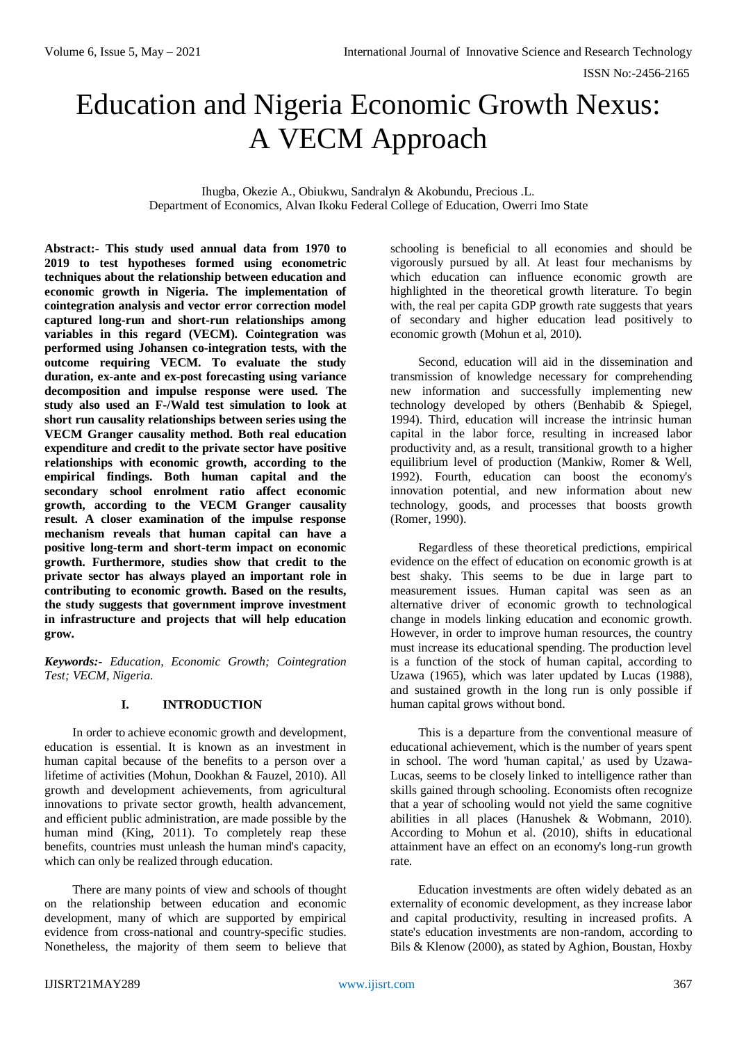# Education and Nigeria Economic Growth Nexus: A VECM Approach

Ihugba, Okezie A., Obiukwu, Sandralyn & Akobundu, Precious .L.
Department of Economics, Alvan Ikoku Federal College of Education, Owerri Imo State

**Abstract:- This study used annual data from 1970 to 2019 to test hypotheses formed using econometric techniques about the relationship between education and economic growth in Nigeria. The implementation of cointegration analysis and vector error correction model captured long-run and short-run relationships among variables in this regard (VECM). Cointegration was performed using Johansen co-integration tests, with the outcome requiring VECM. To evaluate the study duration, ex-ante and ex-post forecasting using variance decomposition and impulse response were used. The study also used an F-/Wald test simulation to look at short run causality relationships between series using the VECM Granger causality method. Both real education expenditure and credit to the private sector have positive relationships with economic growth, according to the empirical findings. Both human capital and the secondary school enrolment ratio affect economic growth, according to the VECM Granger causality result. A closer examination of the impulse response mechanism reveals that human capital can have a positive long-term and short-term impact on economic growth. Furthermore, studies show that credit to the private sector has always played an important role in contributing to economic growth. Based on the results, the study suggests that government improve investment in infrastructure and projects that will help education grow.**

***Keywords:-** Education, Economic Growth; Cointegration Test; VECM, Nigeria.*

## I. INTRODUCTION

In order to achieve economic growth and development, education is essential. It is known as an investment in human capital because of the benefits to a person over a lifetime of activities (Mohun, Dookhan & Fauzel, 2010). All growth and development achievements, from agricultural innovations to private sector growth, health advancement, and efficient public administration, are made possible by the human mind (King, 2011). To completely reap these benefits, countries must unleash the human mind's capacity, which can only be realized through education.

There are many points of view and schools of thought on the relationship between education and economic development, many of which are supported by empirical evidence from cross-national and country-specific studies. Nonetheless, the majority of them seem to believe that schooling is beneficial to all economies and should be vigorously pursued by all. At least four mechanisms by which education can influence economic growth are highlighted in the theoretical growth literature. To begin with, the real per capita GDP growth rate suggests that years of secondary and higher education lead positively to economic growth (Mohun et al, 2010).

Second, education will aid in the dissemination and transmission of knowledge necessary for comprehending new information and successfully implementing new technology developed by others (Benhabib & Spiegel, 1994). Third, education will increase the intrinsic human capital in the labor force, resulting in increased labor productivity and, as a result, transitional growth to a higher equilibrium level of production (Mankiw, Romer & Well, 1992). Fourth, education can boost the economy's innovation potential, and new information about new technology, goods, and processes that boosts growth (Romer, 1990).

Regardless of these theoretical predictions, empirical evidence on the effect of education on economic growth is at best shaky. This seems to be due in large part to measurement issues. Human capital was seen as an alternative driver of economic growth to technological change in models linking education and economic growth. However, in order to improve human resources, the country must increase its educational spending. The production level is a function of the stock of human capital, according to Uzawa (1965), which was later updated by Lucas (1988), and sustained growth in the long run is only possible if human capital grows without bond.

This is a departure from the conventional measure of educational achievement, which is the number of years spent in school. The word 'human capital,' as used by Uzawa-Lucas, seems to be closely linked to intelligence rather than skills gained through schooling. Economists often recognize that a year of schooling would not yield the same cognitive abilities in all places (Hanushek & Wobmann, 2010). According to Mohun et al. (2010), shifts in educational attainment have an effect on an economy's long-run growth rate.

Education investments are often widely debated as an externality of economic development, as they increase labor and capital productivity, resulting in increased profits. A state's education investments are non-random, according to Bils & Klenow (2000), as stated by Aghion, Boustan, Hoxby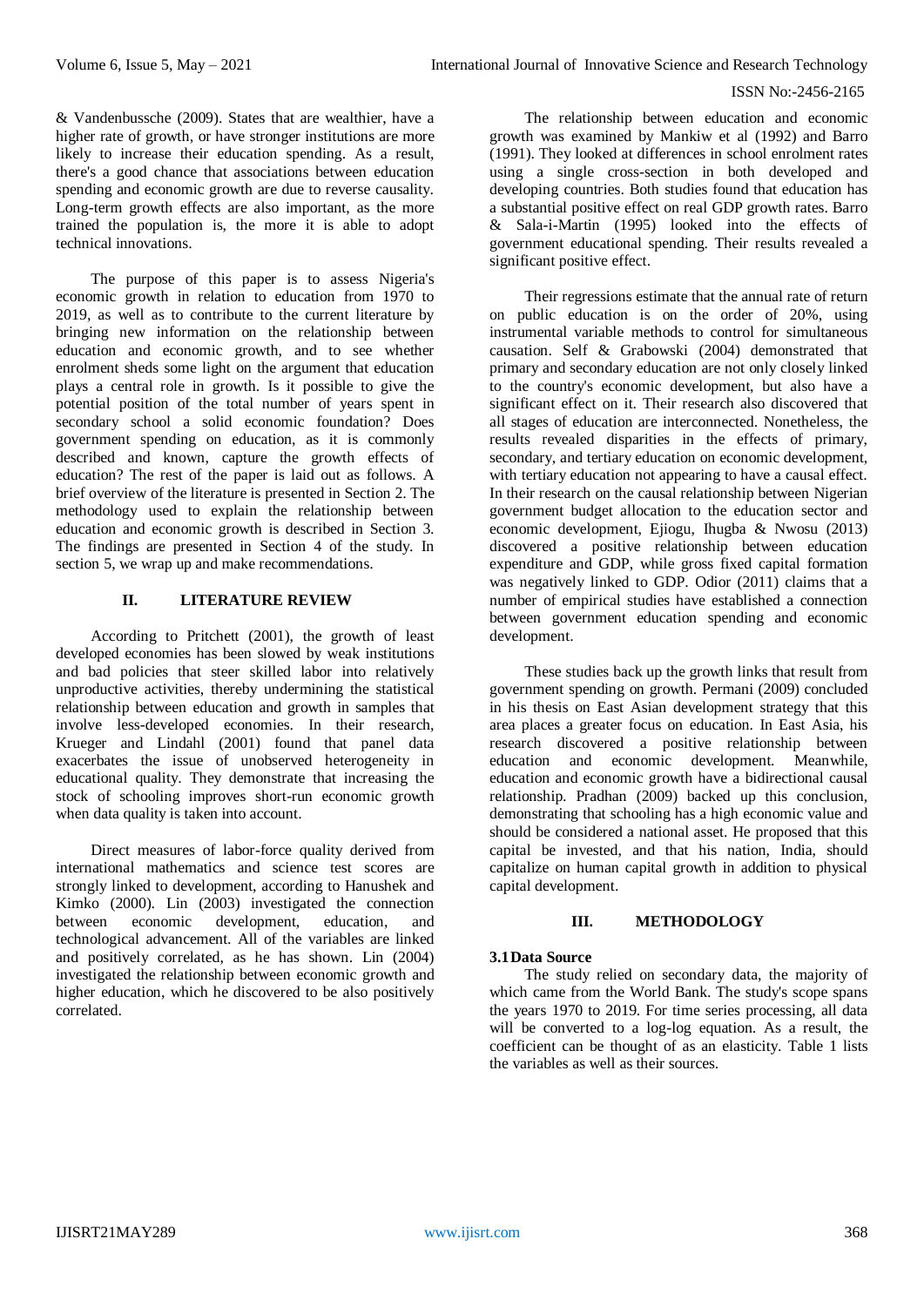& Vandenbussche (2009). States that are wealthier, have a higher rate of growth, or have stronger institutions are more likely to increase their education spending. As a result, there's a good chance that associations between education spending and economic growth are due to reverse causality. Long-term growth effects are also important, as the more trained the population is, the more it is able to adopt technical innovations.

The purpose of this paper is to assess Nigeria's economic growth in relation to education from 1970 to 2019, as well as to contribute to the current literature by bringing new information on the relationship between education and economic growth, and to see whether enrolment sheds some light on the argument that education plays a central role in growth. Is it possible to give the potential position of the total number of years spent in secondary school a solid economic foundation? Does government spending on education, as it is commonly described and known, capture the growth effects of education? The rest of the paper is laid out as follows. A brief overview of the literature is presented in Section 2. The methodology used to explain the relationship between education and economic growth is described in Section 3. The findings are presented in Section 4 of the study. In section 5, we wrap up and make recommendations.

## II. LITERATURE REVIEW

According to Pritchett (2001), the growth of least developed economies has been slowed by weak institutions and bad policies that steer skilled labor into relatively unproductive activities, thereby undermining the statistical relationship between education and growth in samples that involve less-developed economies. In their research, Krueger and Lindahl (2001) found that panel data exacerbates the issue of unobserved heterogeneity in educational quality. They demonstrate that increasing the stock of schooling improves short-run economic growth when data quality is taken into account.

Direct measures of labor-force quality derived from international mathematics and science test scores are strongly linked to development, according to Hanushek and Kimko (2000). Lin (2003) investigated the connection between economic development, education, and technological advancement. All of the variables are linked and positively correlated, as he has shown. Lin (2004) investigated the relationship between economic growth and higher education, which he discovered to be also positively correlated.

The relationship between education and economic growth was examined by Mankiw et al (1992) and Barro (1991). They looked at differences in school enrolment rates using a single cross-section in both developed and developing countries. Both studies found that education has a substantial positive effect on real GDP growth rates. Barro & Sala-i-Martin (1995) looked into the effects of government educational spending. Their results revealed a significant positive effect.

Their regressions estimate that the annual rate of return on public education is on the order of 20%, using instrumental variable methods to control for simultaneous causation. Self & Grabowski (2004) demonstrated that primary and secondary education are not only closely linked to the country's economic development, but also have a significant effect on it. Their research also discovered that all stages of education are interconnected. Nonetheless, the results revealed disparities in the effects of primary, secondary, and tertiary education on economic development, with tertiary education not appearing to have a causal effect. In their research on the causal relationship between Nigerian government budget allocation to the education sector and economic development, Ejiogu, Ihugba & Nwosu (2013) discovered a positive relationship between education expenditure and GDP, while gross fixed capital formation was negatively linked to GDP. Odior (2011) claims that a number of empirical studies have established a connection between government education spending and economic development.

These studies back up the growth links that result from government spending on growth. Permani (2009) concluded in his thesis on East Asian development strategy that this area places a greater focus on education. In East Asia, his research discovered a positive relationship between education and economic development. Meanwhile, education and economic growth have a bidirectional causal relationship. Pradhan (2009) backed up this conclusion, demonstrating that schooling has a high economic value and should be considered a national asset. He proposed that this capital be invested, and that his nation, India, should capitalize on human capital growth in addition to physical capital development.

## III. METHODOLOGY

### 3.1 Data Source

The study relied on secondary data, the majority of which came from the World Bank. The study's scope spans the years 1970 to 2019. For time series processing, all data will be converted to a log-log equation. As a result, the coefficient can be thought of as an elasticity. Table 1 lists the variables as well as their sources.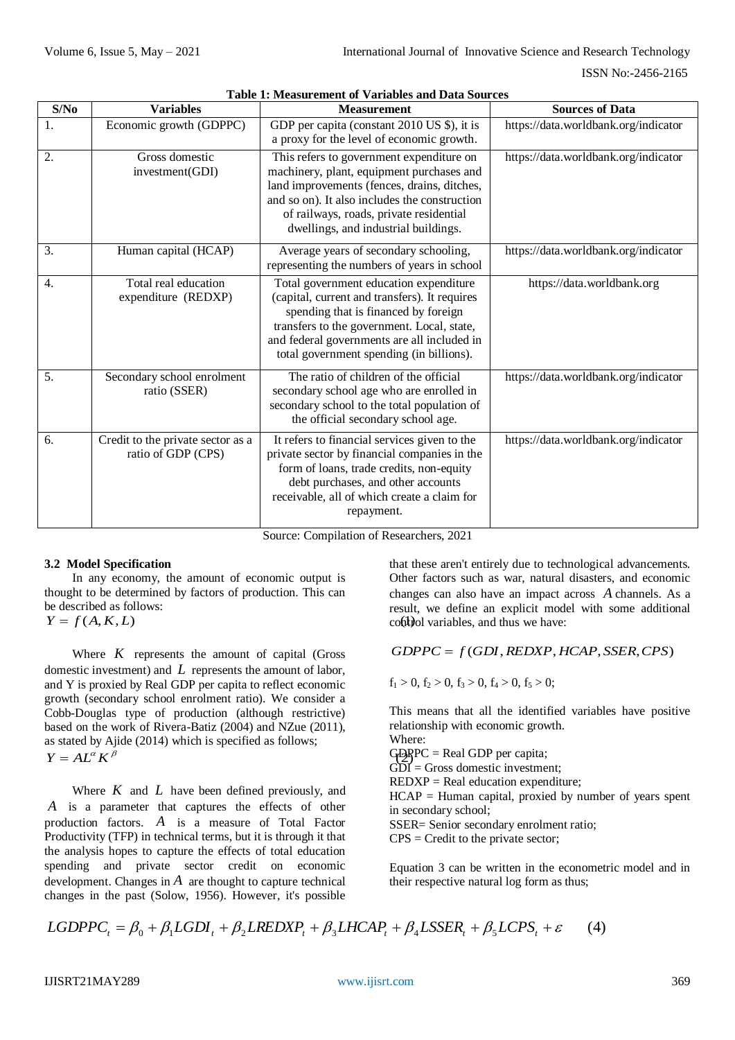**Table 1: Measurement of Variables and Data Sources**

| S/No | Variables | Measurement | Sources of Data |
|---|---|---|---|
| 1. | Economic growth (GDPPC) | GDP per capita (constant 2010 US $), it is a proxy for the level of economic growth. | https://data.worldbank.org/indicator |
| 2. | Gross domestic investment(GDI) | This refers to government expenditure on machinery, plant, equipment purchases and land improvements (fences, drains, ditches, and so on). It also includes the construction of railways, roads, private residential dwellings, and industrial buildings. | https://data.worldbank.org/indicator |
| 3. | Human capital (HCAP) | Average years of secondary schooling, representing the numbers of years in school | https://data.worldbank.org/indicator |
| 4. | Total real education expenditure (REDXP) | Total government education expenditure (capital, current and transfers). It requires spending that is financed by foreign transfers to the government. Local, state, and federal governments are all included in total government spending (in billions). | https://data.worldbank.org |
| 5. | Secondary school enrolment ratio (SSER) | The ratio of children of the official secondary school age who are enrolled in secondary school to the total population of the official secondary school age. | https://data.worldbank.org/indicator |
| 6. | Credit to the private sector as a ratio of GDP (CPS) | It refers to financial services given to the private sector by financial companies in the form of loans, trade credits, non-equity debt purchases, and other accounts receivable, all of which create a claim for repayment. | https://data.worldbank.org/indicator |

Source: Compilation of Researchers, 2021

### 3.2 Model Specification

In any economy, the amount of economic output is thought to be determined by factors of production. This can be described as follows:

$$Y = f(A, K, L) \tag{1}$$

Where $K$ represents the amount of capital (Gross domestic investment) and $L$ represents the amount of labor, and Y is proxied by Real GDP per capita to reflect economic growth (secondary school enrolment ratio). We consider a Cobb-Douglas type of production (although restrictive) based on the work of Rivera-Batiz (2004) and NZue (2011), as stated by Ajide (2014) which is specified as follows;

$$Y = AL^{\alpha} K^{\beta} \tag{2}$$

Where $K$ and $L$ have been defined previously, and $A$ is a parameter that captures the effects of other production factors. $A$ is a measure of Total Factor Productivity (TFP) in technical terms, but it is through it that the analysis hopes to capture the effects of total education spending and private sector credit on economic development. Changes in $A$ are thought to capture technical changes in the past (Solow, 1956). However, it's possible that these aren't entirely due to technological advancements. Other factors such as war, natural disasters, and economic changes can also have an impact across $A$ channels. As a result, we define an explicit model with some additional control variables, and thus we have:

$$GDPPC = f(GDI, REDXP, HCAP, SSER, CPS)$$

$f_1 > 0$, $f_2 > 0$, $f_3 > 0$, $f_4 > 0$, $f_5 > 0$;

This means that all the identified variables have positive relationship with economic growth.

Where:

GDPPC = Real GDP per capita;
GDI = Gross domestic investment;
REDXP = Real education expenditure;
HCAP = Human capital, proxied by number of years spent in secondary school;
SSER= Senior secondary enrolment ratio;
CPS = Credit to the private sector;

Equation 3 can be written in the econometric model and in their respective natural log form as thus;

$$LGDPPC_t = \beta_0 + \beta_1 LGDI_t + \beta_2 LREDXP_t + \beta_3 LHCAP_t + \beta_4 LSSER_t + \beta_5 LCPS_t + \varepsilon \tag{4}$$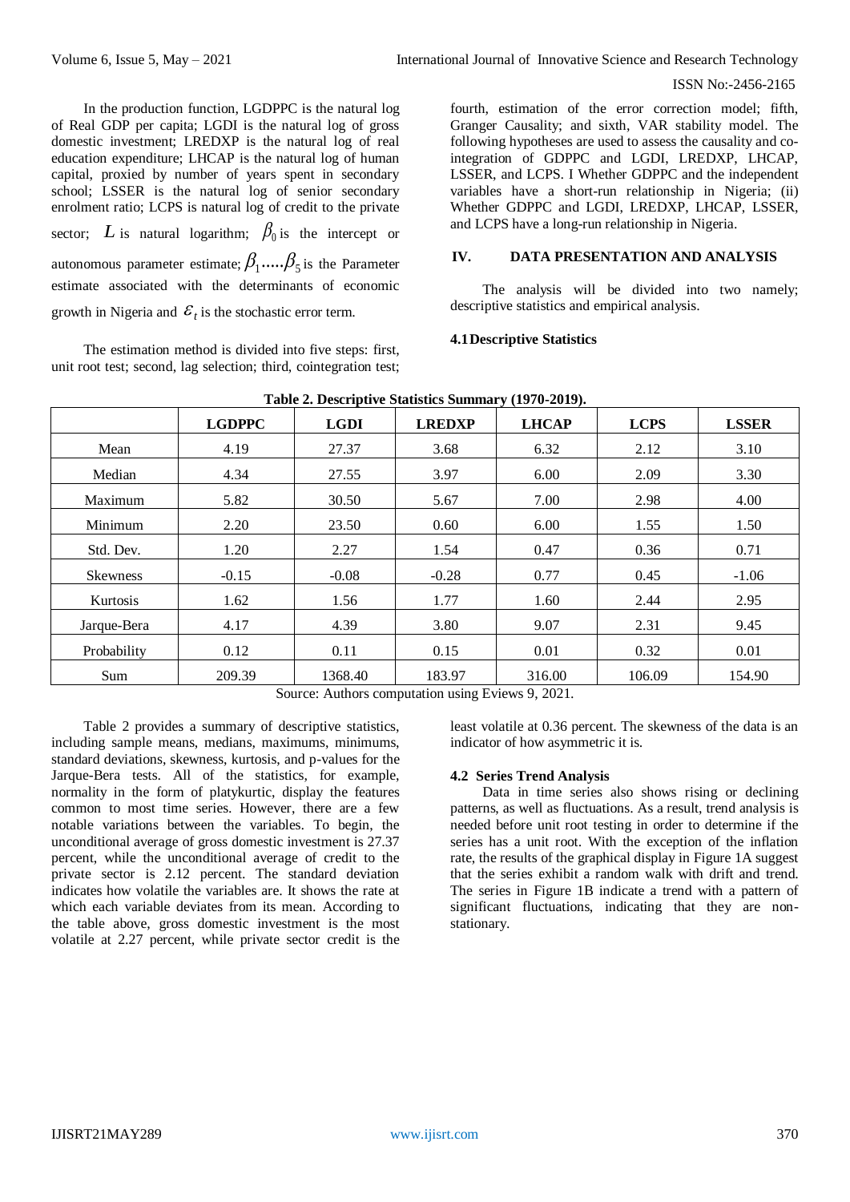In the production function, LGDPPC is the natural log of Real GDP per capita; LGDI is the natural log of gross domestic investment; LREDXP is the natural log of real education expenditure; LHCAP is the natural log of human capital, proxied by number of years spent in secondary school; LSSER is the natural log of senior secondary enrolment ratio; LCPS is natural log of credit to the private sector; $L$ is natural logarithm; $\beta_0$ is the intercept or autonomous parameter estimate; $\beta_1.....\beta_5$ is the Parameter estimate associated with the determinants of economic growth in Nigeria and $\varepsilon_t$ is the stochastic error term.

The estimation method is divided into five steps: first, unit root test; second, lag selection; third, cointegration test; fourth, estimation of the error correction model; fifth, Granger Causality; and sixth, VAR stability model. The following hypotheses are used to assess the causality and co-integration of GDPPC and LGDI, LREDXP, LHCAP, LSSER, and LCPS. I Whether GDPPC and the independent variables have a short-run relationship in Nigeria; (ii) Whether GDPPC and LGDI, LREDXP, LHCAP, LSSER, and LCPS have a long-run relationship in Nigeria.

## IV. DATA PRESENTATION AND ANALYSIS

The analysis will be divided into two namely; descriptive statistics and empirical analysis.

### 4.1 Descriptive Statistics

**Table 2. Descriptive Statistics Summary (1970-2019).**

| | LGDPPC | LGDI | LREDXP | LHCAP | LCPS | LSSER |
|---|---|---|---|---|---|---|
| Mean | 4.19 | 27.37 | 3.68 | 6.32 | 2.12 | 3.10 |
| Median | 4.34 | 27.55 | 3.97 | 6.00 | 2.09 | 3.30 |
| Maximum | 5.82 | 30.50 | 5.67 | 7.00 | 2.98 | 4.00 |
| Minimum | 2.20 | 23.50 | 0.60 | 6.00 | 1.55 | 1.50 |
| Std. Dev. | 1.20 | 2.27 | 1.54 | 0.47 | 0.36 | 0.71 |
| Skewness | -0.15 | -0.08 | -0.28 | 0.77 | 0.45 | -1.06 |
| Kurtosis | 1.62 | 1.56 | 1.77 | 1.60 | 2.44 | 2.95 |
| Jarque-Bera | 4.17 | 4.39 | 3.80 | 9.07 | 2.31 | 9.45 |
| Probability | 0.12 | 0.11 | 0.15 | 0.01 | 0.32 | 0.01 |
| Sum | 209.39 | 1368.40 | 183.97 | 316.00 | 106.09 | 154.90 |

Source: Authors computation using Eviews 9, 2021.

Table 2 provides a summary of descriptive statistics, including sample means, medians, maximums, minimums, standard deviations, skewness, kurtosis, and p-values for the Jarque-Bera tests. All of the statistics, for example, normality in the form of platykurtic, display the features common to most time series. However, there are a few notable variations between the variables. To begin, the unconditional average of gross domestic investment is 27.37 percent, while the unconditional average of credit to the private sector is 2.12 percent. The standard deviation indicates how volatile the variables are. It shows the rate at which each variable deviates from its mean. According to the table above, gross domestic investment is the most volatile at 2.27 percent, while private sector credit is the least volatile at 0.36 percent. The skewness of the data is an indicator of how asymmetric it is.

### 4.2 Series Trend Analysis

Data in time series also shows rising or declining patterns, as well as fluctuations. As a result, trend analysis is needed before unit root testing in order to determine if the series has a unit root. With the exception of the inflation rate, the results of the graphical display in Figure 1A suggest that the series exhibit a random walk with drift and trend. The series in Figure 1B indicate a trend with a pattern of significant fluctuations, indicating that they are non-stationary.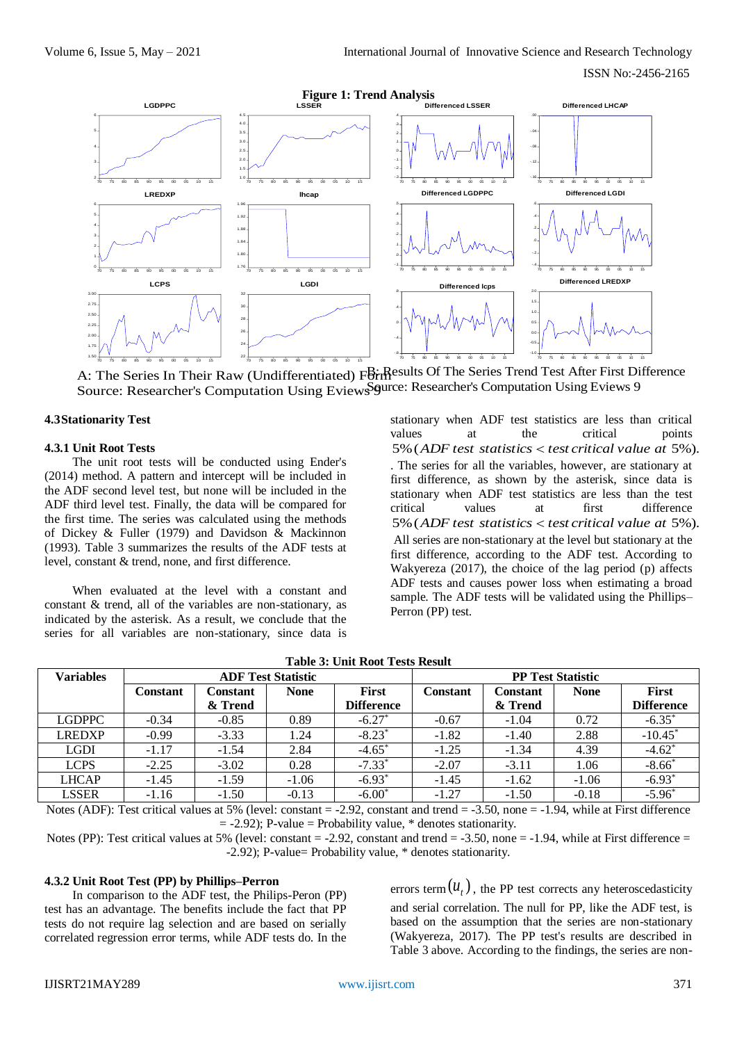**Figure 1: Trend Analysis**

A: The Series In Their Raw (Undifferentiated) Form
Source: Researcher's Computation Using Eviews 9

B: Results Of The Series Trend Test After First Difference
Source: Researcher's Computation Using Eviews 9

### 4.3 Stationarity Test

#### 4.3.1 Unit Root Tests

The unit root tests will be conducted using Ender's (2014) method. A pattern and intercept will be included in the ADF second level test, but none will be included in the ADF third level test. Finally, the data will be compared for the first time. The series was calculated using the methods of Dickey & Fuller (1979) and Davidson & Mackinnon (1993). Table 3 summarizes the results of the ADF tests at level, constant & trend, none, and first difference.

When evaluated at the level with a constant and constant & trend, all of the variables are non-stationary, as indicated by the asterisk. As a result, we conclude that the series for all variables are non-stationary, since data is stationary when ADF test statistics are less than critical values at the critical points 5% $(ADF\ test\ statistics < test\ critical\ value\ at\ 5\%)$. The series for all the variables, however, are stationary at first difference, as shown by the asterisk, since data is stationary when ADF test statistics are less than the test critical values at first difference 5% $(ADF\ test\ statistics < test\ critical\ value\ at\ 5\%)$. All series are non-stationary at the level but stationary at the first difference, according to the ADF test. According to Wakyereza (2017), the choice of the lag period (p) affects ADF tests and causes power loss when estimating a broad sample. The ADF tests will be validated using the Phillips–Perron (PP) test.

**Table 3: Unit Root Tests Result**

| Variables | ADF Test Statistic | | | | PP Test Statistic | | | |
|---|---|---|---|---|---|---|---|---|
| | Constant | Constant & Trend | None | First Difference | Constant | Constant & Trend | None | First Difference |
| LGDPPC | -0.34 | -0.85 | 0.89 | -6.27* | -0.67 | -1.04 | 0.72 | -6.35* |
| LREDXP | -0.99 | -3.33 | 1.24 | -8.23* | -1.82 | -1.40 | 2.88 | -10.45* |
| LGDI | -1.17 | -1.54 | 2.84 | -4.65* | -1.25 | -1.34 | 4.39 | -4.62* |
| LCPS | -2.25 | -3.02 | 0.28 | -7.33* | -2.07 | -3.11 | 1.06 | -8.66* |
| LHCAP | -1.45 | -1.59 | -1.06 | -6.93* | -1.45 | -1.62 | -1.06 | -6.93* |
| LSSER | -1.16 | -1.50 | -0.13 | -6.00* | -1.27 | -1.50 | -0.18 | -5.96* |

Notes (ADF): Test critical values at 5% (level: constant = -2.92, constant and trend = -3.50, none = -1.94, while at First difference = -2.92); P-value = Probability value, * denotes stationarity.

Notes (PP): Test critical values at 5% (level: constant = -2.92, constant and trend = -3.50, none = -1.94, while at First difference = -2.92); P-value= Probability value, * denotes stationarity.

#### 4.3.2 Unit Root Test (PP) by Phillips–Perron

In comparison to the ADF test, the Philips-Peron (PP) test has an advantage. The benefits include the fact that PP tests do not require lag selection and are based on serially correlated regression error terms, while ADF tests do. In the errors term $(u_t)$, the PP test corrects any heteroscedasticity and serial correlation. The null for PP, like the ADF test, is based on the assumption that the series are non-stationary (Wakyereza, 2017). The PP test's results are described in Table 3 above. According to the findings, the series are non-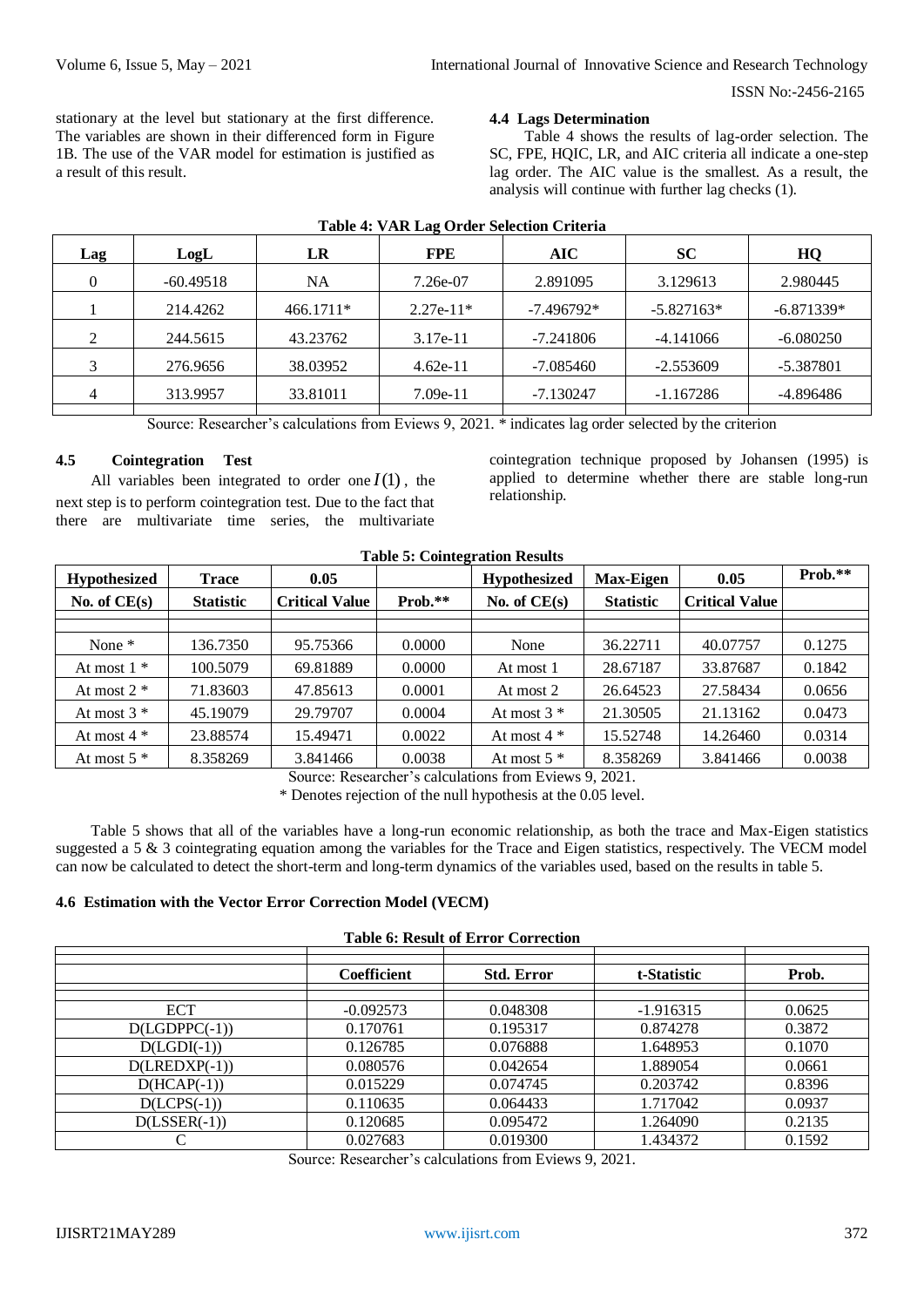stationary at the level but stationary at the first difference. The variables are shown in their differenced form in Figure 1B. The use of the VAR model for estimation is justified as a result of this result.

### 4.4 Lags Determination

Table 4 shows the results of lag-order selection. The SC, FPE, HQIC, LR, and AIC criteria all indicate a one-step lag order. The AIC value is the smallest. As a result, the analysis will continue with further lag checks (1).

**Table 4: VAR Lag Order Selection Criteria**

| Lag | LogL | LR | FPE | AIC | SC | HQ |
|---|---|---|---|---|---|---|
| 0 | -60.49518 | NA | 7.26e-07 | 2.891095 | 3.129613 | 2.980445 |
| 1 | 214.4262 | 466.1711* | 2.27e-11* | -7.496792* | -5.827163* | -6.871339* |
| 2 | 244.5615 | 43.23762 | 3.17e-11 | -7.241806 | -4.141066 | -6.080250 |
| 3 | 276.9656 | 38.03952 | 4.62e-11 | -7.085460 | -2.553609 | -5.387801 |
| 4 | 313.9957 | 33.81011 | 7.09e-11 | -7.130247 | -1.167286 | -4.896486 |

Source: Researcher's calculations from Eviews 9, 2021. * indicates lag order selected by the criterion

### 4.5 Cointegration Test

All variables been integrated to order one $I(1)$, the next step is to perform cointegration test. Due to the fact that there are multivariate time series, the multivariate cointegration technique proposed by Johansen (1995) is applied to determine whether there are stable long-run relationship.

**Table 5: Cointegration Results**

| Hypothesized No. of CE(s) | Trace Statistic | 0.05 Critical Value | Prob.** | Hypothesized No. of CE(s) | Max-Eigen Statistic | 0.05 Critical Value | Prob.** |
|---|---|---|---|---|---|---|---|
| None * | 136.7350 | 95.75366 | 0.0000 | None | 36.22711 | 40.07757 | 0.1275 |
| At most 1 * | 100.5079 | 69.81889 | 0.0000 | At most 1 | 28.67187 | 33.87687 | 0.1842 |
| At most 2 * | 71.83603 | 47.85613 | 0.0001 | At most 2 | 26.64523 | 27.58434 | 0.0656 |
| At most 3 * | 45.19079 | 29.79707 | 0.0004 | At most 3 * | 21.30505 | 21.13162 | 0.0473 |
| At most 4 * | 23.88574 | 15.49471 | 0.0022 | At most 4 * | 15.52748 | 14.26460 | 0.0314 |
| At most 5 * | 8.358269 | 3.841466 | 0.0038 | At most 5 * | 8.358269 | 3.841466 | 0.0038 |

Source: Researcher's calculations from Eviews 9, 2021.

* Denotes rejection of the null hypothesis at the 0.05 level.

Table 5 shows that all of the variables have a long-run economic relationship, as both the trace and Max-Eigen statistics suggested a 5 & 3 cointegrating equation among the variables for the Trace and Eigen statistics, respectively. The VECM model can now be calculated to detect the short-term and long-term dynamics of the variables used, based on the results in table 5.

### 4.6 Estimation with the Vector Error Correction Model (VECM)

**Table 6: Result of Error Correction**

| | Coefficient | Std. Error | t-Statistic | Prob. |
|---|---|---|---|---|
| ECT | -0.092573 | 0.048308 | -1.916315 | 0.0625 |
| D(LGDPPC(-1)) | 0.170761 | 0.195317 | 0.874278 | 0.3872 |
| D(LGDI(-1)) | 0.126785 | 0.076888 | 1.648953 | 0.1070 |
| D(LREDXP(-1)) | 0.080576 | 0.042654 | 1.889054 | 0.0661 |
| D(HCAP(-1)) | 0.015229 | 0.074745 | 0.203742 | 0.8396 |
| D(LCPS(-1)) | 0.110635 | 0.064433 | 1.717042 | 0.0937 |
| D(LSSER(-1)) | 0.120685 | 0.095472 | 1.264090 | 0.2135 |
| C | 0.027683 | 0.019300 | 1.434372 | 0.1592 |

Source: Researcher's calculations from Eviews 9, 2021.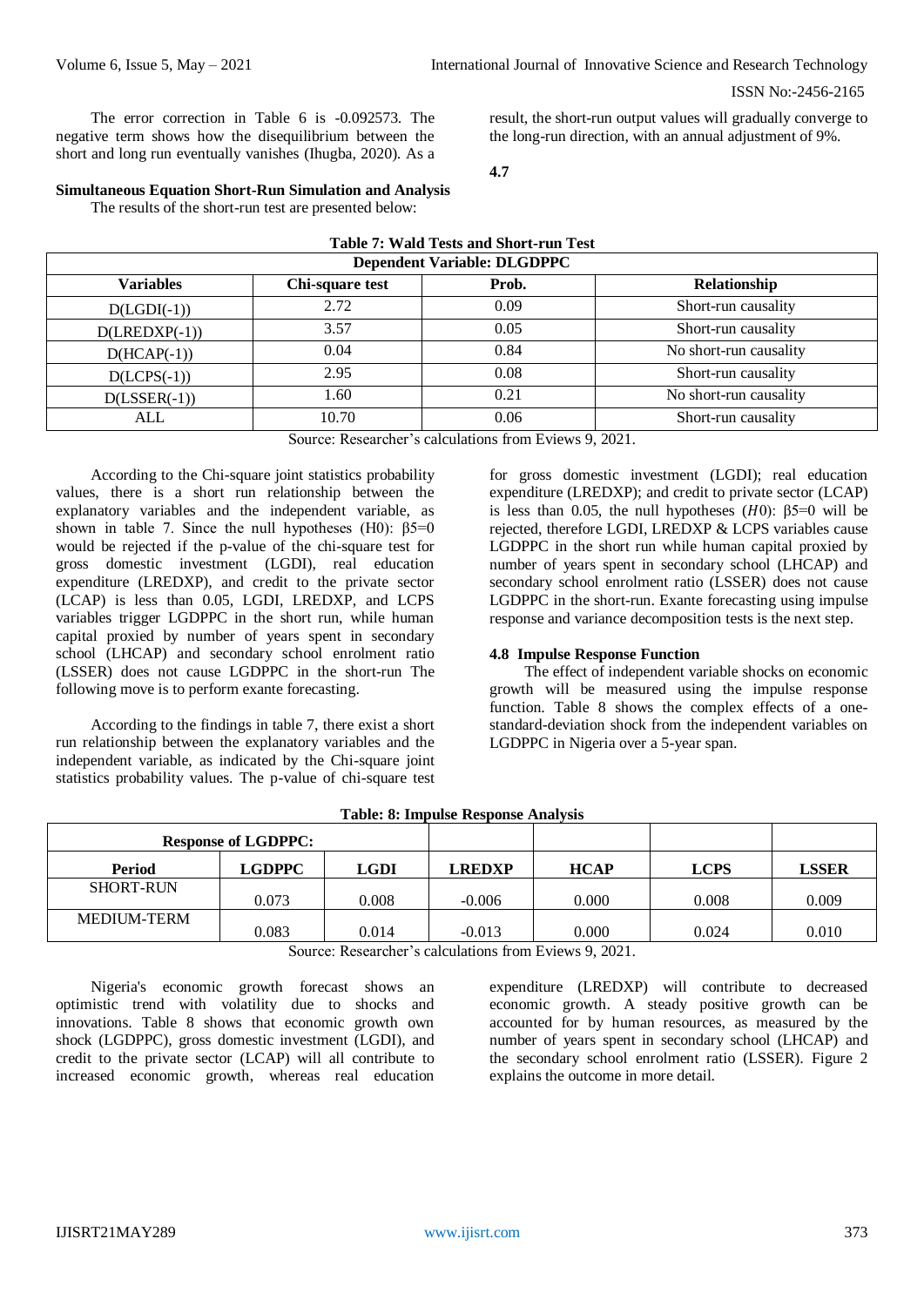The error correction in Table 6 is -0.092573. The negative term shows how the disequilibrium between the short and long run eventually vanishes (Ihugba, 2020). As a result, the short-run output values will gradually converge to the long-run direction, with an annual adjustment of 9%.

## 4.7 Simultaneous Equation Short-Run Simulation and Analysis

The results of the short-run test are presented below:

**Table 7: Wald Tests and Short-run Test**

| Dependent Variable: DLGDPPC | | | |
|---|---|---|---|
| **Variables** | **Chi-square test** | **Prob.** | **Relationship** |
| D(LGDI(-1)) | 2.72 | 0.09 | Short-run causality |
| D(LREDXP(-1)) | 3.57 | 0.05 | Short-run causality |
| D(HCAP(-1)) | 0.04 | 0.84 | No short-run causality |
| D(LCPS(-1)) | 2.95 | 0.08 | Short-run causality |
| D(LSSER(-1)) | 1.60 | 0.21 | No short-run causality |
| ALL | 10.70 | 0.06 | Short-run causality |

Source: Researcher's calculations from Eviews 9, 2021.

According to the Chi-square joint statistics probability values, there is a short run relationship between the explanatory variables and the independent variable, as shown in table 7. Since the null hypotheses (H0): β5=0 would be rejected if the p-value of the chi-square test for gross domestic investment (LGDI), real education expenditure (LREDXP), and credit to the private sector (LCAP) is less than 0.05, LGDI, LREDXP, and LCPS variables trigger LGDPPC in the short run, while human capital proxied by number of years spent in secondary school (LHCAP) and secondary school enrolment ratio (LSSER) does not cause LGDPPC in the short-run The following move is to perform exante forecasting.

According to the findings in table 7, there exist a short run relationship between the explanatory variables and the independent variable, as indicated by the Chi-square joint statistics probability values. The p-value of chi-square test for gross domestic investment (LGDI); real education expenditure (LREDXP); and credit to private sector (LCAP) is less than 0.05, the null hypotheses (*H*0): β5=0 will be rejected, therefore LGDI, LREDXP & LCPS variables cause LGDPPC in the short run while human capital proxied by number of years spent in secondary school (LHCAP) and secondary school enrolment ratio (LSSER) does not cause LGDPPC in the short-run. Exante forecasting using impulse response and variance decomposition tests is the next step.

## 4.8 Impulse Response Function

The effect of independent variable shocks on economic growth will be measured using the impulse response function. Table 8 shows the complex effects of a one-standard-deviation shock from the independent variables on LGDPPC in Nigeria over a 5-year span.

**Table: 8: Impulse Response Analysis**

| Response of LGDPPC: | | | | | | |
|---|---|---|---|---|---|---|
| **Period** | **LGDPPC** | **LGDI** | **LREDXP** | **HCAP** | **LCPS** | **LSSER** |
| SHORT-RUN | 0.073 | 0.008 | -0.006 | 0.000 | 0.008 | 0.009 |
| MEDIUM-TERM | 0.083 | 0.014 | -0.013 | 0.000 | 0.024 | 0.010 |

Source: Researcher's calculations from Eviews 9, 2021.

Nigeria's economic growth forecast shows an optimistic trend with volatility due to shocks and innovations. Table 8 shows that economic growth own shock (LGDPPC), gross domestic investment (LGDI), and credit to the private sector (LCAP) will all contribute to increased economic growth, whereas real education expenditure (LREDXP) will contribute to decreased economic growth. A steady positive growth can be accounted for by human resources, as measured by the number of years spent in secondary school (LHCAP) and the secondary school enrolment ratio (LSSER). Figure 2 explains the outcome in more detail.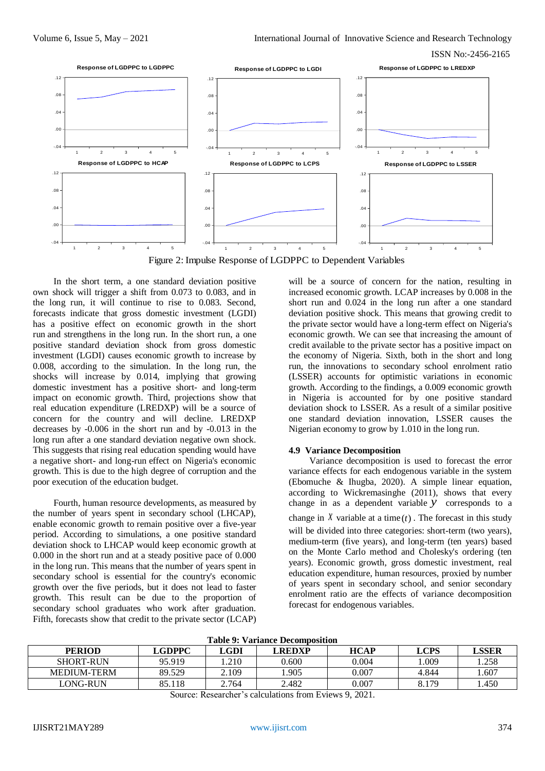Figure 2: Impulse Response of LGDPPC to Dependent Variables

In the short term, a one standard deviation positive own shock will trigger a shift from 0.073 to 0.083, and in the long run, it will continue to rise to 0.083. Second, forecasts indicate that gross domestic investment (LGDI) has a positive effect on economic growth in the short run and strengthens in the long run. In the short run, a one positive standard deviation shock from gross domestic investment (LGDI) causes economic growth to increase by 0.008, according to the simulation. In the long run, the shocks will increase by 0.014, implying that growing domestic investment has a positive short- and long-term impact on economic growth. Third, projections show that real education expenditure (LREDXP) will be a source of concern for the country and will decline. LREDXP decreases by -0.006 in the short run and by -0.013 in the long run after a one standard deviation negative own shock. This suggests that rising real education spending would have a negative short- and long-run effect on Nigeria's economic growth. This is due to the high degree of corruption and the poor execution of the education budget.

Fourth, human resource developments, as measured by the number of years spent in secondary school (LHCAP), enable economic growth to remain positive over a five-year period. According to simulations, a one positive standard deviation shock to LHCAP would keep economic growth at 0.000 in the short run and at a steady positive pace of 0.000 in the long run. This means that the number of years spent in secondary school is essential for the country's economic growth over the five periods, but it does not lead to faster growth. This result can be due to the proportion of secondary school graduates who work after graduation. Fifth, forecasts show that credit to the private sector (LCAP) will be a source of concern for the nation, resulting in increased economic growth. LCAP increases by 0.008 in the short run and 0.024 in the long run after a one standard deviation positive shock. This means that growing credit to the private sector would have a long-term effect on Nigeria's economic growth. We can see that increasing the amount of credit available to the private sector has a positive impact on the economy of Nigeria. Sixth, both in the short and long run, the innovations to secondary school enrolment ratio (LSSER) accounts for optimistic variations in economic growth. According to the findings, a 0.009 economic growth in Nigeria is accounted for by one positive standard deviation shock to LSSER. As a result of a similar positive one standard deviation innovation, LSSER causes the Nigerian economy to grow by 1.010 in the long run.

### 4.9 Variance Decomposition

Variance decomposition is used to forecast the error variance effects for each endogenous variable in the system (Ebomuche & Ihugba, 2020). A simple linear equation, according to Wickremasinghe (2011), shows that every change in as a dependent variable $y$ corresponds to a change in $x$ variable at a time $(t)$. The forecast in this study will be divided into three categories: short-term (two years), medium-term (five years), and long-term (ten years) based on the Monte Carlo method and Cholesky's ordering (ten years). Economic growth, gross domestic investment, real education expenditure, human resources, proxied by number of years spent in secondary school, and senior secondary enrolment ratio are the effects of variance decomposition forecast for endogenous variables.

**Table 9: Variance Decomposition**

| PERIOD | LGDPPC | LGDI | LREDXP | HCAP | LCPS | LSSER |
|---|---|---|---|---|---|---|
| SHORT-RUN | 95.919 | 1.210 | 0.600 | 0.004 | 1.009 | 1.258 |
| MEDIUM-TERM | 89.529 | 2.109 | 1.905 | 0.007 | 4.844 | 1.607 |
| LONG-RUN | 85.118 | 2.764 | 2.482 | 0.007 | 8.179 | 1.450 |

Source: Researcher's calculations from Eviews 9, 2021.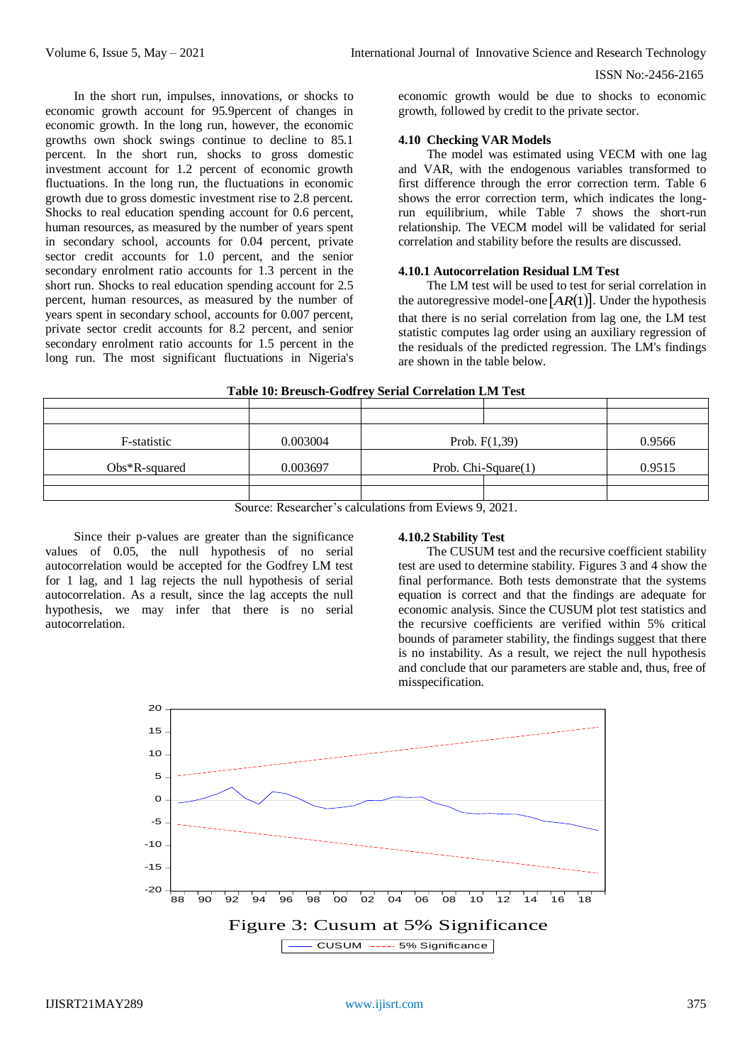In the short run, impulses, innovations, or shocks to economic growth account for 95.9percent of changes in economic growth. In the long run, however, the economic growths own shock swings continue to decline to 85.1 percent. In the short run, shocks to gross domestic investment account for 1.2 percent of economic growth fluctuations. In the long run, the fluctuations in economic growth due to gross domestic investment rise to 2.8 percent. Shocks to real education spending account for 0.6 percent, human resources, as measured by the number of years spent in secondary school, accounts for 0.04 percent, private sector credit accounts for 1.0 percent, and the senior secondary enrolment ratio accounts for 1.3 percent in the short run. Shocks to real education spending account for 2.5 percent, human resources, as measured by the number of years spent in secondary school, accounts for 0.007 percent, private sector credit accounts for 8.2 percent, and senior secondary enrolment ratio accounts for 1.5 percent in the long run. The most significant fluctuations in Nigeria's economic growth would be due to shocks to economic growth, followed by credit to the private sector.

### 4.10 Checking VAR Models

The model was estimated using VECM with one lag and VAR, with the endogenous variables transformed to first difference through the error correction term. Table 6 shows the error correction term, which indicates the long-run equilibrium, while Table 7 shows the short-run relationship. The VECM model will be validated for serial correlation and stability before the results are discussed.

### 4.10.1 Autocorrelation Residual LM Test

The LM test will be used to test for serial correlation in the autoregressive model-one $[AR(1)]$. Under the hypothesis that there is no serial correlation from lag one, the LM test statistic computes lag order using an auxiliary regression of the residuals of the predicted regression. The LM's findings are shown in the table below.

**Table 10: Breusch-Godfrey Serial Correlation LM Test**

| | | | |
|---|---|---|---|
| F-statistic | 0.003004 | Prob. F(1,39) | 0.9566 |
| Obs*R-squared | 0.003697 | Prob. Chi-Square(1) | 0.9515 |

Source: Researcher's calculations from Eviews 9, 2021.

Since their p-values are greater than the significance values of 0.05, the null hypothesis of no serial autocorrelation would be accepted for the Godfrey LM test for 1 lag, and 1 lag rejects the null hypothesis of serial autocorrelation. As a result, since the lag accepts the null hypothesis, we may infer that there is no serial autocorrelation.

### 4.10.2 Stability Test

The CUSUM test and the recursive coefficient stability test are used to determine stability. Figures 3 and 4 show the final performance. Both tests demonstrate that the systems equation is correct and that the findings are adequate for economic analysis. Since the CUSUM plot test statistics and the recursive coefficients are verified within 5% critical bounds of parameter stability, the findings suggest that there is no instability. As a result, we reject the null hypothesis and conclude that our parameters are stable and, thus, free of misspecification.

Figure 3: Cusum at 5% Significance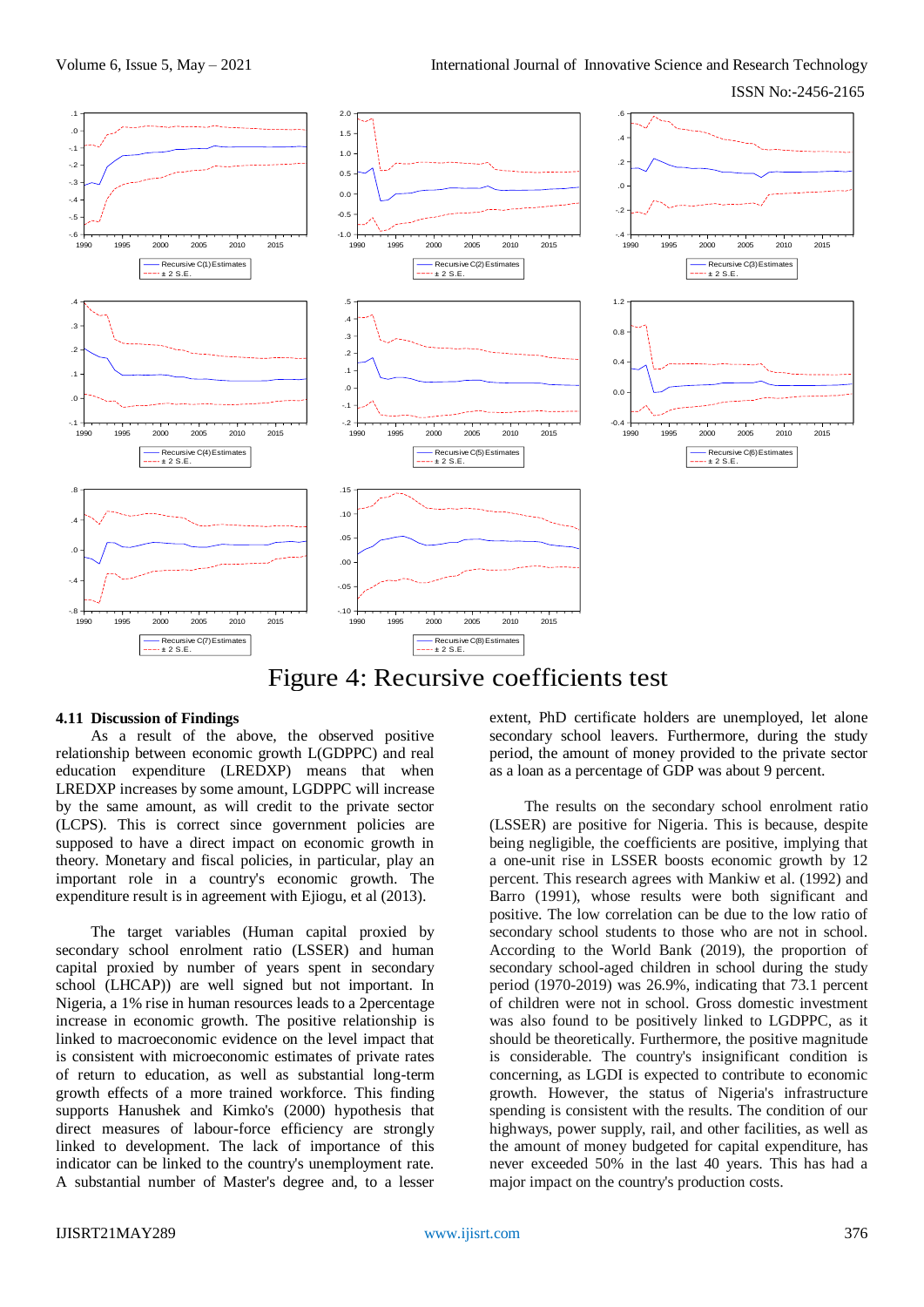Figure 4: Recursive coefficients test

### 4.11 Discussion of Findings

As a result of the above, the observed positive relationship between economic growth L(GDPPC) and real education expenditure (LREDXP) means that when LREDXP increases by some amount, LGDPPC will increase by the same amount, as will credit to the private sector (LCPS). This is correct since government policies are supposed to have a direct impact on economic growth in theory. Monetary and fiscal policies, in particular, play an important role in a country's economic growth. The expenditure result is in agreement with Ejiogu, et al (2013).

The target variables (Human capital proxied by secondary school enrolment ratio (LSSER) and human capital proxied by number of years spent in secondary school (LHCAP)) are well signed but not important. In Nigeria, a 1% rise in human resources leads to a 2percentage increase in economic growth. The positive relationship is linked to macroeconomic evidence on the level impact that is consistent with microeconomic estimates of private rates of return to education, as well as substantial long-term growth effects of a more trained workforce. This finding supports Hanushek and Kimko's (2000) hypothesis that direct measures of labour-force efficiency are strongly linked to development. The lack of importance of this indicator can be linked to the country's unemployment rate. A substantial number of Master's degree and, to a lesser extent, PhD certificate holders are unemployed, let alone secondary school leavers. Furthermore, during the study period, the amount of money provided to the private sector as a loan as a percentage of GDP was about 9 percent.

The results on the secondary school enrolment ratio (LSSER) are positive for Nigeria. This is because, despite being negligible, the coefficients are positive, implying that a one-unit rise in LSSER boosts economic growth by 12 percent. This research agrees with Mankiw et al. (1992) and Barro (1991), whose results were both significant and positive. The low correlation can be due to the low ratio of secondary school students to those who are not in school. According to the World Bank (2019), the proportion of secondary school-aged children in school during the study period (1970-2019) was 26.9%, indicating that 73.1 percent of children were not in school. Gross domestic investment was also found to be positively linked to LGDPPC, as it should be theoretically. Furthermore, the positive magnitude is considerable. The country's insignificant condition is concerning, as LGDI is expected to contribute to economic growth. However, the status of Nigeria's infrastructure spending is consistent with the results. The condition of our highways, power supply, rail, and other facilities, as well as the amount of money budgeted for capital expenditure, has never exceeded 50% in the last 40 years. This has had a major impact on the country's production costs.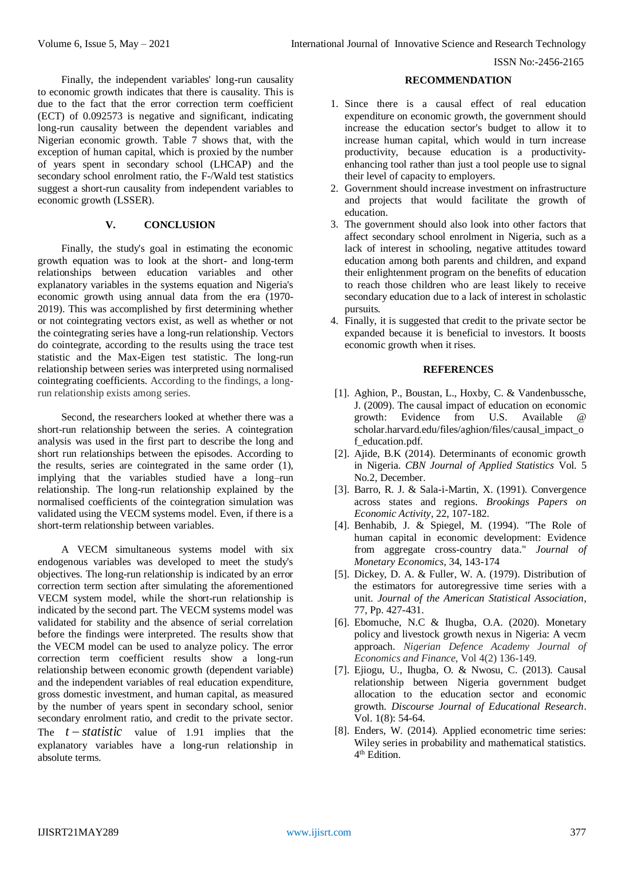Finally, the independent variables' long-run causality to economic growth indicates that there is causality. This is due to the fact that the error correction term coefficient (ECT) of 0.092573 is negative and significant, indicating long-run causality between the dependent variables and Nigerian economic growth. Table 7 shows that, with the exception of human capital, which is proxied by the number of years spent in secondary school (LHCAP) and the secondary school enrolment ratio, the F-/Wald test statistics suggest a short-run causality from independent variables to economic growth (LSSER).

## V. CONCLUSION

Finally, the study's goal in estimating the economic growth equation was to look at the short- and long-term relationships between education variables and other explanatory variables in the systems equation and Nigeria's economic growth using annual data from the era (1970-2019). This was accomplished by first determining whether or not cointegrating vectors exist, as well as whether or not the cointegrating vectors have a long-run relationship. Vectors do cointegrate, according to the results using the trace test statistic and the Max-Eigen test statistic. The long-run relationship between series was interpreted using normalised cointegrating coefficients. According to the findings, a long-run relationship exists among series.

Second, the researchers looked at whether there was a short-run relationship between the series. A cointegration analysis was used in the first part to describe the long and short run relationships between the episodes. According to the results, series are cointegrated in the same order (1), implying that the variables studied have a long–run relationship. The long-run relationship explained by the normalised coefficients of the cointegration simulation was validated using the VECM systems model. Even, if there is a short-term relationship between variables.

A VECM simultaneous systems model with six endogenous variables was developed to meet the study's objectives. The long-run relationship is indicated by an error correction term section after simulating the aforementioned VECM system model, while the short-run relationship is indicated by the second part. The VECM systems model was validated for stability and the absence of serial correlation before the findings were interpreted. The results show that the VECM model can be used to analyze policy. The error correction term coefficient results show a long-run relationship between economic growth (dependent variable) and the independent variables of real education expenditure, gross domestic investment, and human capital, as measured by the number of years spent in secondary school, senior secondary enrolment ratio, and credit to the private sector. The $t-statistic$ value of 1.91 implies that the explanatory variables have a long-run relationship in absolute terms.

## RECOMMENDATION

1. Since there is a causal effect of real education expenditure on economic growth, the government should increase the education sector's budget to allow it to increase human capital, which would in turn increase productivity, because education is a productivity-enhancing tool rather than just a tool people use to signal their level of capacity to employers.
2. Government should increase investment on infrastructure and projects that would facilitate the growth of education.
3. The government should also look into other factors that affect secondary school enrolment in Nigeria, such as a lack of interest in schooling, negative attitudes toward education among both parents and children, and expand their enlightenment program on the benefits of education to reach those children who are least likely to receive secondary education due to a lack of interest in scholastic pursuits.
4. Finally, it is suggested that credit to the private sector be expanded because it is beneficial to investors. It boosts economic growth when it rises.

## REFERENCES

[1]. Aghion, P., Boustan, L., Hoxby, C. & Vandenbussche, J. (2009). The causal impact of education on economic growth: Evidence from U.S. Available @ scholar.harvard.edu/files/aghion/files/causal_impact_of_education.pdf.

[2]. Ajide, B.K (2014). Determinants of economic growth in Nigeria. *CBN Journal of Applied Statistics* Vol. 5 No.2, December.

[3]. Barro, R. J. & Sala-i-Martin, X. (1991). Convergence across states and regions. *Brookings Papers on Economic Activity*, 22, 107-182.

[4]. Benhabib, J. & Spiegel, M. (1994). "The Role of human capital in economic development: Evidence from aggregate cross-country data." *Journal of Monetary Economics*, 34, 143-174

[5]. Dickey, D. A. & Fuller, W. A. (1979). Distribution of the estimators for autoregressive time series with a unit. *Journal of the American Statistical Association*, 77, Pp. 427-431.

[6]. Ebomuche, N.C & Ihugba, O.A. (2020). Monetary policy and livestock growth nexus in Nigeria: A vecm approach. *Nigerian Defence Academy Journal of Economics and Finance*, Vol 4(2) 136-149.

[7]. Ejiogu, U., Ihugba, O. & Nwosu, C. (2013). Causal relationship between Nigeria government budget allocation to the education sector and economic growth. *Discourse Journal of Educational Research*. Vol. 1(8): 54-64.

[8]. Enders, W. (2014). Applied econometric time series: Wiley series in probability and mathematical statistics. 4th Edition.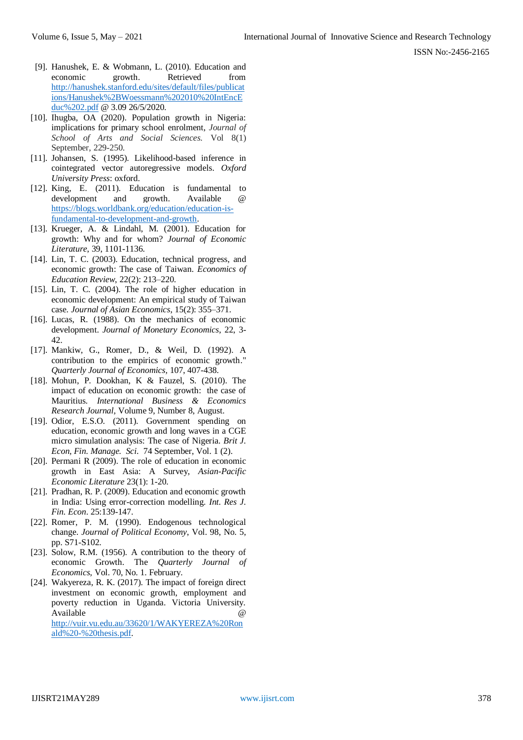[9]. Hanushek, E. & Wobmann, L. (2010). Education and economic growth. Retrieved from http://hanushek.stanford.edu/sites/default/files/publications/Hanushek%2BWoessmann%202010%20IntEncEduc%202.pdf @ 3.09 26/5/2020.

[10]. Ihugba, OA (2020). Population growth in Nigeria: implications for primary school enrolment, *Journal of School of Arts and Social Sciences.* Vol 8(1) September, 229-250.

[11]. Johansen, S. (1995). Likelihood-based inference in cointegrated vector autoregressive models. *Oxford University Press*: oxford.

[12]. King, E. (2011). Education is fundamental to development and growth. Available @ https://blogs.worldbank.org/education/education-is-fundamental-to-development-and-growth.

[13]. Krueger, A. & Lindahl, M. (2001). Education for growth: Why and for whom? *Journal of Economic Literature*, 39, 1101-1136.

[14]. Lin, T. C. (2003). Education, technical progress, and economic growth: The case of Taiwan. *Economics of Education Review*, 22(2): 213–220.

[15]. Lin, T. C. (2004). The role of higher education in economic development: An empirical study of Taiwan case. *Journal of Asian Economics*, 15(2): 355–371.

[16]. Lucas, R. (1988). On the mechanics of economic development. *Journal of Monetary Economics*, 22, 3-42.

[17]. Mankiw, G., Romer, D., & Weil, D. (1992). A contribution to the empirics of economic growth." *Quarterly Journal of Economics*, 107, 407-438.

[18]. Mohun, P. Dookhan, K & Fauzel, S. (2010). The impact of education on economic growth: the case of Mauritius. *International Business & Economics Research Journal*, Volume 9, Number 8, August.

[19]. Odior, E.S.O. (2011). Government spending on education, economic growth and long waves in a CGE micro simulation analysis: The case of Nigeria. *Brit J. Econ, Fin. Manage. Sci.* 74 September, Vol. 1 (2).

[20]. Permani R (2009). The role of education in economic growth in East Asia: A Survey, *Asian-Pacific Economic Literature* 23(1): 1-20.

[21]. Pradhan, R. P. (2009). Education and economic growth in India: Using error-correction modelling. *Int. Res J. Fin. Econ*. 25:139-147.

[22]. Romer, P. M. (1990). Endogenous technological change. *Journal of Political Economy*, Vol. 98, No. 5, pp. S71-S102.

[23]. Solow, R.M. (1956). A contribution to the theory of economic Growth. The *Quarterly Journal of Economics*, Vol. 70, No. 1. February.

[24]. Wakyereza, R. K. (2017). The impact of foreign direct investment on economic growth, employment and poverty reduction in Uganda. Victoria University. Available @ http://vuir.vu.edu.au/33620/1/WAKYEREZA%20Ronald%20-%20thesis.pdf.